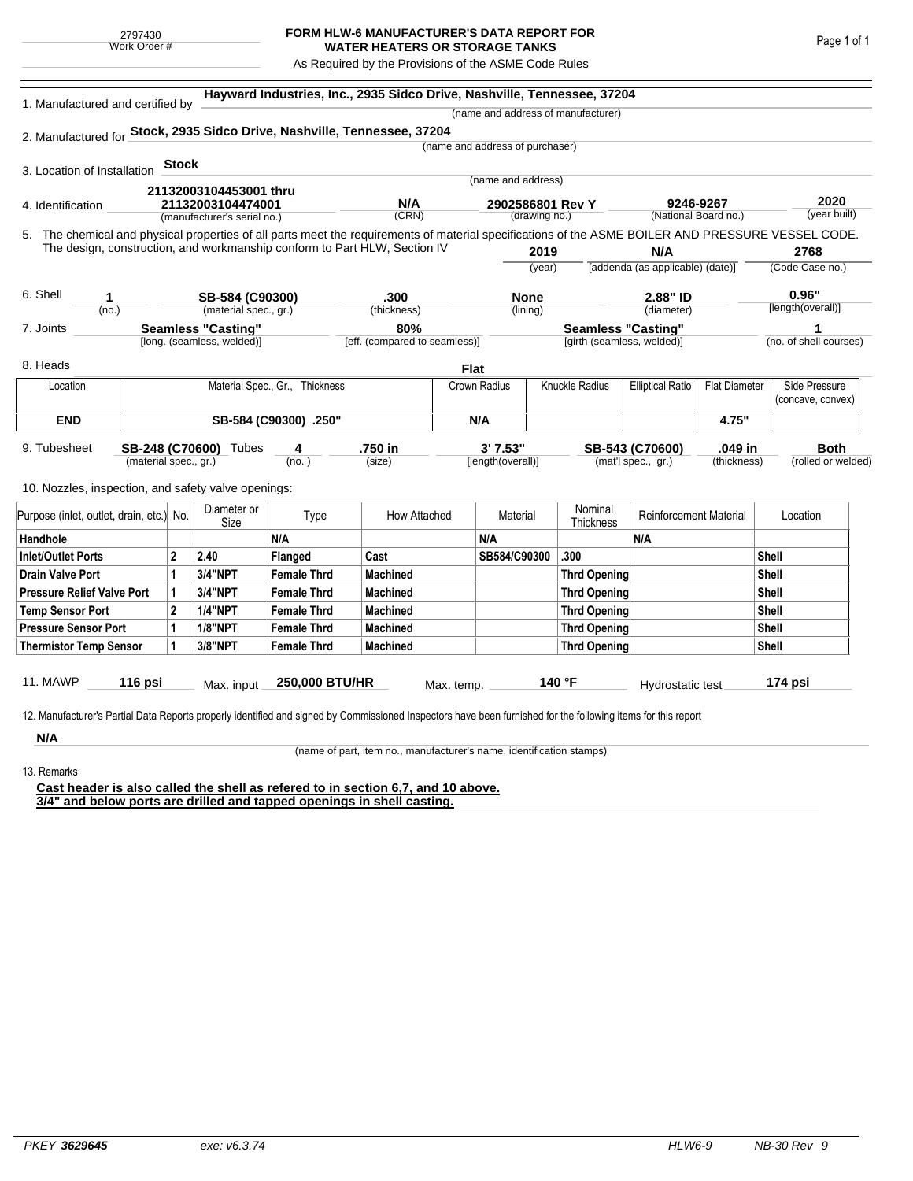2797430
Work Order #

# FORM HLW-6 MANUFACTURER'S DATA REPORT FOR WATER HEATERS OR STORAGE TANKS

As Required by the Provisions of the ASME Code Rules

1. Manufactured and certified by **Hayward Industries, Inc., 2935 Sidco Drive, Nashville, Tennessee, 37204**
(name and address of manufacturer)

2. Manufactured for **Stock, 2935 Sidco Drive, Nashville, Tennessee, 37204**
(name and address of purchaser)

3. Location of Installation **Stock**
(name and address)

4. Identification **21132003104453001 thru 21132003104474001** (manufacturer's serial no.) | **N/A** (CRN) | **2902586801 Rev Y** (drawing no.) | **9246-9267** (National Board no.) | **2020** (year built)

5. The chemical and physical properties of all parts meet the requirements of material specifications of the ASME BOILER AND PRESSURE VESSEL CODE. The design, construction, and workmanship conform to Part HLW, Section IV **2019** (year) | **N/A** [addenda (as applicable) (date)] | **2768** (Code Case no.)

6. Shell **1** (no.) | **SB-584 (C90300)** (material spec., gr.) | **.300** (thickness) | **None** (lining) | **2.88" ID** (diameter) | **0.96"** [length(overall)]

7. Joints **Seamless "Casting"** [long. (seamless, welded)] | **80%** [eff. (compared to seamless)] | **Seamless "Casting"** [girth (seamless, welded)] | **1** (no. of shell courses)

8. Heads **Flat**

| Location | Material Spec., Gr., Thickness | Crown Radius | Knuckle Radius | Elliptical Ratio | Flat Diameter | Side Pressure (concave, convex) |
|---|---|---|---|---|---|---|
| **END** | **SB-584 (C90300) .250"** | **N/A** | | | **4.75"** | |

9. Tubesheet **SB-248 (C70600)** (material spec., gr.) Tubes **4** (no.) | **.750 in** (size) | **3' 7.53"** [length(overall)] | **SB-543 (C70600)** (mat'l spec., gr.) | **.049 in** (thickness) | **Both** (rolled or welded)

10. Nozzles, inspection, and safety valve openings:

| Purpose (inlet, outlet, drain, etc.) | No. | Diameter or Size | Type | How Attached | Material | Nominal Thickness | Reinforcement Material | Location |
|---|---|---|---|---|---|---|---|---|
| **Handhole** | | | **N/A** | | **N/A** | | **N/A** | |
| **Inlet/Outlet Ports** | **2** | **2.40** | **Flanged** | **Cast** | **SB584/C90300** | **.300** | | **Shell** |
| **Drain Valve Port** | **1** | **3/4"NPT** | **Female Thrd** | **Machined** | | **Thrd Opening** | | **Shell** |
| **Pressure Relief Valve Port** | **1** | **3/4"NPT** | **Female Thrd** | **Machined** | | **Thrd Opening** | | **Shell** |
| **Temp Sensor Port** | **2** | **1/4"NPT** | **Female Thrd** | **Machined** | | **Thrd Opening** | | **Shell** |
| **Pressure Sensor Port** | **1** | **1/8"NPT** | **Female Thrd** | **Machined** | | **Thrd Opening** | | **Shell** |
| **Thermistor Temp Sensor** | **1** | **3/8"NPT** | **Female Thrd** | **Machined** | | **Thrd Opening** | | **Shell** |

11. MAWP **116 psi** | Max. input **250,000 BTU/HR** | Max. temp. **140 °F** | Hydrostatic test **174 psi**

12. Manufacturer's Partial Data Reports properly identified and signed by Commissioned Inspectors have been furnished for the following items for this report

**N/A**
(name of part, item no., manufacturer's name, identification stamps)

13. Remarks

**Cast header is also called the shell as refered to in section 6,7, and 10 above.**
**3/4" and below ports are drilled and tapped openings in shell casting.**

*PKEY* ***3629645*** *exe: v6.3.74* *HLW6-9* *NB-30 Rev 9*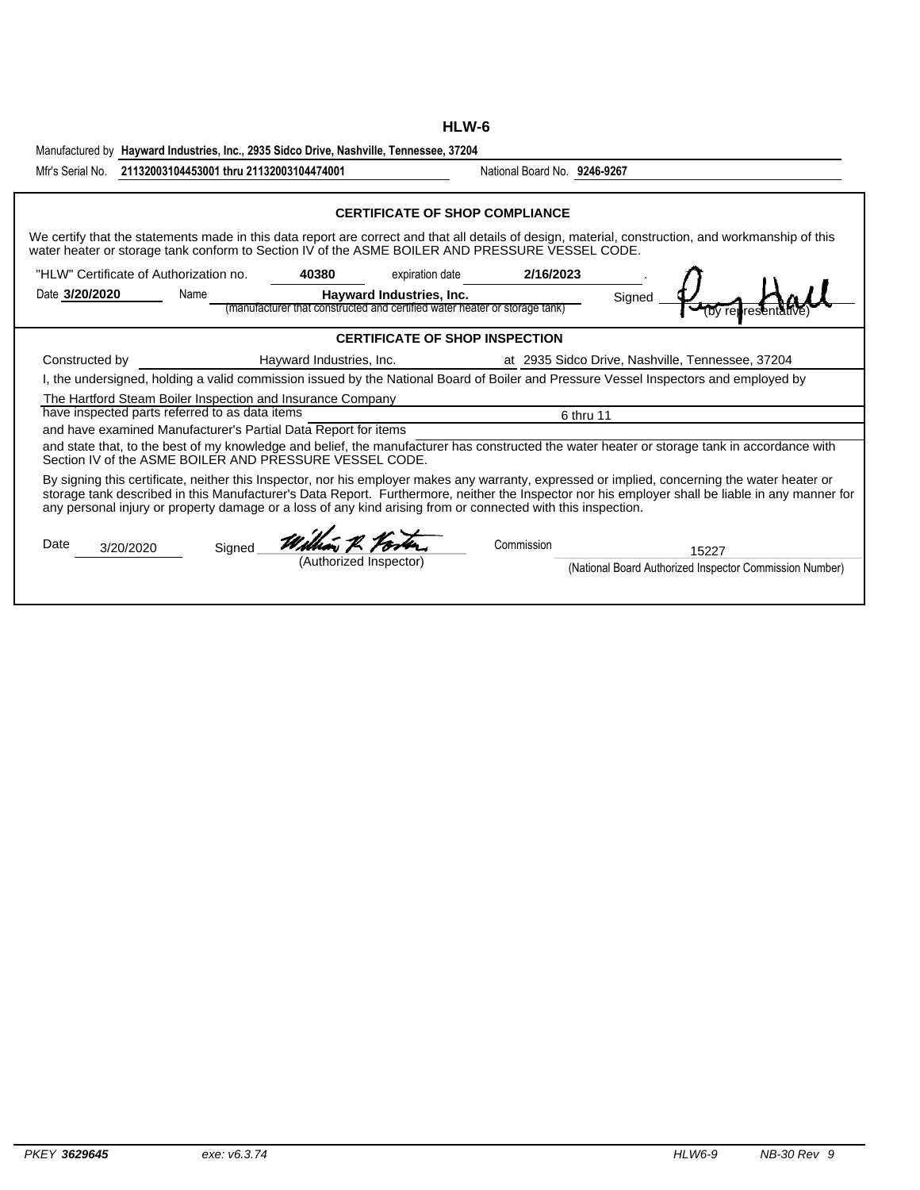# HLW-6

Manufactured by **Hayward Industries, Inc., 2935 Sidco Drive, Nashville, Tennessee, 37204**

Mfr's Serial No. **21132003104453001 thru 21132003104474001** National Board No. **9246-9267**

## CERTIFICATE OF SHOP COMPLIANCE

We certify that the statements made in this data report are correct and that all details of design, material, construction, and workmanship of this water heater or storage tank conform to Section IV of the ASME BOILER AND PRESSURE VESSEL CODE.

"HLW" Certificate of Authorization no. **40380** expiration date **2/16/2023** .

Date **3/20/2020** Name **Hayward Industries, Inc.** Signed ____________

(manufacturer that constructed and certified water heater or storage tank) (by representative)

## CERTIFICATE OF SHOP INSPECTION

Constructed by Hayward Industries, Inc. at 2935 Sidco Drive, Nashville, Tennessee, 37204

I, the undersigned, holding a valid commission issued by the National Board of Boiler and Pressure Vessel Inspectors and employed by

The Hartford Steam Boiler Inspection and Insurance Company

have inspected parts referred to as data items 6 thru 11

and have examined Manufacturer's Partial Data Report for items

and state that, to the best of my knowledge and belief, the manufacturer has constructed the water heater or storage tank in accordance with Section IV of the ASME BOILER AND PRESSURE VESSEL CODE.

By signing this certificate, neither this Inspector, nor his employer makes any warranty, expressed or implied, concerning the water heater or storage tank described in this Manufacturer's Data Report. Furthermore, neither the Inspector nor his employer shall be liable in any manner for any personal injury or property damage or a loss of any kind arising from or connected with this inspection.

Date 3/20/2020 Signed ____________ (Authorized Inspector) Commission 15227 (National Board Authorized Inspector Commission Number)

PKEY **3629645** exe: v6.3.74 HLW6-9 NB-30 Rev 9